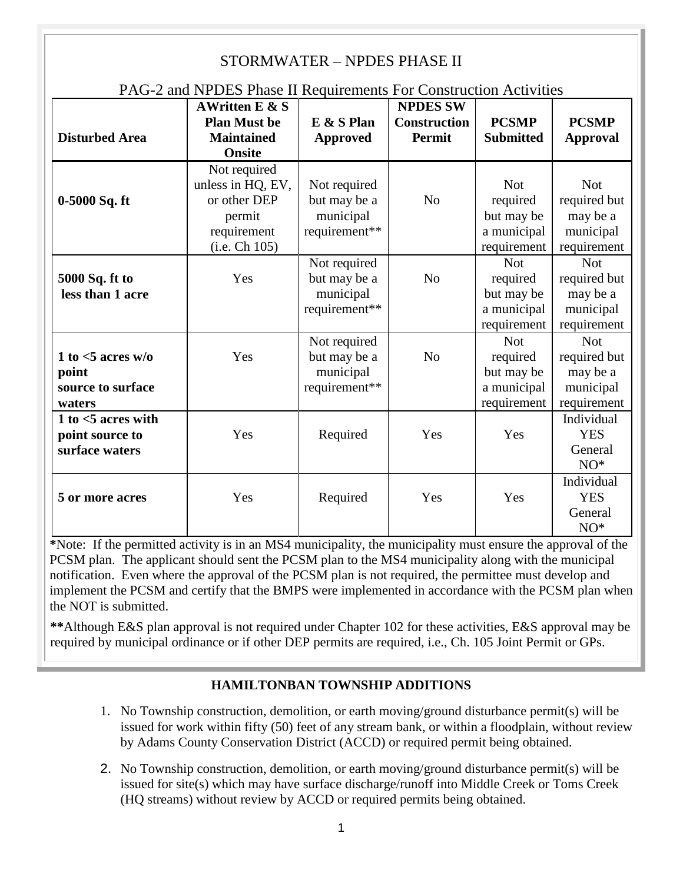# STORMWATER – NPDES PHASE II

## PAG-2 and NPDES Phase II Requirements For Construction Activities

| Disturbed Area | AWritten E & S Plan Must be Maintained Onsite | E & S Plan Approved | NPDES SW Construction Permit | PCSMP Submitted | PCSMP Approval |
|---|---|---|---|---|---|
| **0-5000 Sq. ft** | Not required unless in HQ, EV, or other DEP permit requirement (i.e. Ch 105) | Not required but may be a municipal requirement** | No | Not required but may be a municipal requirement | Not required but may be a municipal requirement |
| **5000 Sq. ft to less than 1 acre** | Yes | Not required but may be a municipal requirement** | No | Not required but may be a municipal requirement | Not required but may be a municipal requirement |
| **1 to <5 acres w/o point source to surface waters** | Yes | Not required but may be a municipal requirement** | No | Not required but may be a municipal requirement | Not required but may be a municipal requirement |
| **1 to <5 acres with point source to surface waters** | Yes | Required | Yes | Yes | Individual YES General NO* |
| **5 or more acres** | Yes | Required | Yes | Yes | Individual YES General NO* |

***Note:** If the permitted activity is in an MS4 municipality, the municipality must ensure the approval of the PCSM plan. The applicant should sent the PCSM plan to the MS4 municipality along with the municipal notification. Even where the approval of the PCSM plan is not required, the permittee must develop and implement the PCSM and certify that the BMPS were implemented in accordance with the PCSM plan when the NOT is submitted.

****Although E&S plan approval is not required under Chapter 102 for these activities, E&S approval may be required by municipal ordinance or if other DEP permits are required, i.e., Ch. 105 Joint Permit or GPs.

## HAMILTONBAN TOWNSHIP ADDITIONS

1. No Township construction, demolition, or earth moving/ground disturbance permit(s) will be issued for work within fifty (50) feet of any stream bank, or within a floodplain, without review by Adams County Conservation District (ACCD) or required permit being obtained.

2. No Township construction, demolition, or earth moving/ground disturbance permit(s) will be issued for site(s) which may have surface discharge/runoff into Middle Creek or Toms Creek (HQ streams) without review by ACCD or required permits being obtained.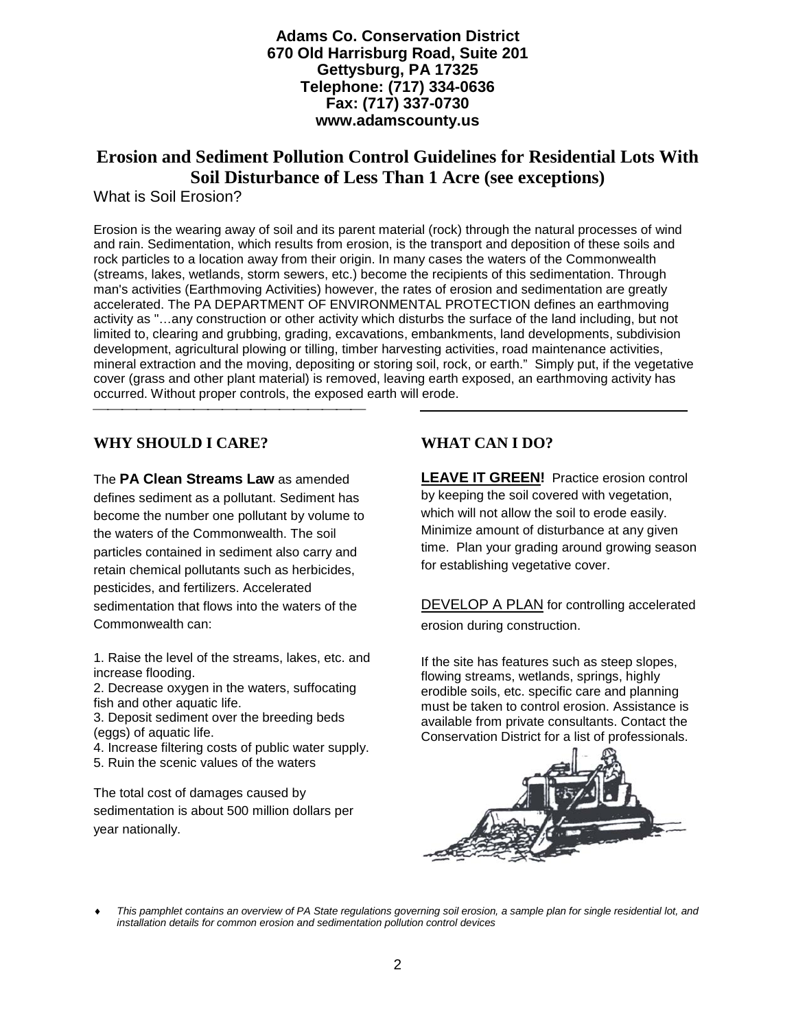**Adams Co. Conservation District**
**670 Old Harrisburg Road, Suite 201**
**Gettysburg, PA 17325**
**Telephone: (717) 334-0636**
**Fax: (717) 337-0730**
**www.adamscounty.us**

# Erosion and Sediment Pollution Control Guidelines for Residential Lots With Soil Disturbance of Less Than 1 Acre (see exceptions)

## What is Soil Erosion?

Erosion is the wearing away of soil and its parent material (rock) through the natural processes of wind and rain. Sedimentation, which results from erosion, is the transport and deposition of these soils and rock particles to a location away from their origin. In many cases the waters of the Commonwealth (streams, lakes, wetlands, storm sewers, etc.) become the recipients of this sedimentation. Through man's activities (Earthmoving Activities) however, the rates of erosion and sedimentation are greatly accelerated. The PA DEPARTMENT OF ENVIRONMENTAL PROTECTION defines an earthmoving activity as "…any construction or other activity which disturbs the surface of the land including, but not limited to, clearing and grubbing, grading, excavations, embankments, land developments, subdivision development, agricultural plowing or tilling, timber harvesting activities, road maintenance activities, mineral extraction and the moving, depositing or storing soil, rock, or earth." Simply put, if the vegetative cover (grass and other plant material) is removed, leaving earth exposed, an earthmoving activity has occurred. Without proper controls, the exposed earth will erode.

## WHY SHOULD I CARE?

The **PA Clean Streams Law** as amended defines sediment as a pollutant. Sediment has become the number one pollutant by volume to the waters of the Commonwealth. The soil particles contained in sediment also carry and retain chemical pollutants such as herbicides, pesticides, and fertilizers. Accelerated sedimentation that flows into the waters of the Commonwealth can:

1. Raise the level of the streams, lakes, etc. and increase flooding.
2. Decrease oxygen in the waters, suffocating fish and other aquatic life.
3. Deposit sediment over the breeding beds (eggs) of aquatic life.
4. Increase filtering costs of public water supply.
5. Ruin the scenic values of the waters

The total cost of damages caused by sedimentation is about 500 million dollars per year nationally.

## WHAT CAN I DO?

**LEAVE IT GREEN!** Practice erosion control by keeping the soil covered with vegetation, which will not allow the soil to erode easily. Minimize amount of disturbance at any given time. Plan your grading around growing season for establishing vegetative cover.

DEVELOP A PLAN for controlling accelerated erosion during construction.

If the site has features such as steep slopes, flowing streams, wetlands, springs, highly erodible soils, etc. specific care and planning must be taken to control erosion. Assistance is available from private consultants. Contact the Conservation District for a list of professionals.

- *This pamphlet contains an overview of PA State regulations governing soil erosion, a sample plan for single residential lot, and installation details for common erosion and sedimentation pollution control devices*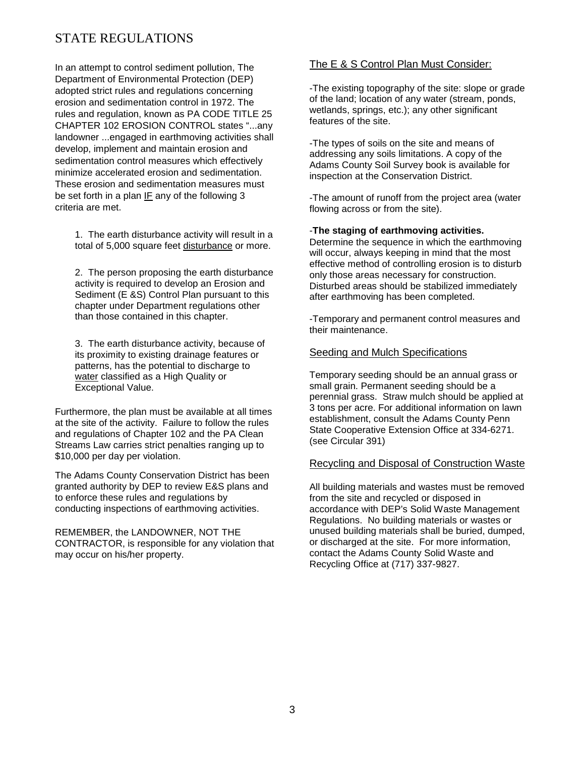# STATE REGULATIONS

In an attempt to control sediment pollution, The Department of Environmental Protection (DEP) adopted strict rules and regulations concerning erosion and sedimentation control in 1972. The rules and regulation, known as PA CODE TITLE 25 CHAPTER 102 EROSION CONTROL states "...any landowner ...engaged in earthmoving activities shall develop, implement and maintain erosion and sedimentation control measures which effectively minimize accelerated erosion and sedimentation. These erosion and sedimentation measures must be set forth in a plan <u>IF</u> any of the following 3 criteria are met.

1. The earth disturbance activity will result in a total of 5,000 square feet <u>disturbance</u> or more.

2. The person proposing the earth disturbance activity is required to develop an Erosion and Sediment (E &S) Control Plan pursuant to this chapter under Department regulations other than those contained in this chapter.

3. The earth disturbance activity, because of its proximity to existing drainage features or patterns, has the potential to discharge to <u>water</u> classified as a High Quality or Exceptional Value.

Furthermore, the plan must be available at all times at the site of the activity. Failure to follow the rules and regulations of Chapter 102 and the PA Clean Streams Law carries strict penalties ranging up to $10,000 per day per violation.

The Adams County Conservation District has been granted authority by DEP to review E&S plans and to enforce these rules and regulations by conducting inspections of earthmoving activities.

REMEMBER, the LANDOWNER, NOT THE CONTRACTOR, is responsible for any violation that may occur on his/her property.

## <u>The E & S Control Plan Must Consider:</u>

-The existing topography of the site: slope or grade of the land; location of any water (stream, ponds, wetlands, springs, etc.); any other significant features of the site.

-The types of soils on the site and means of addressing any soils limitations. A copy of the Adams County Soil Survey book is available for inspection at the Conservation District.

-The amount of runoff from the project area (water flowing across or from the site).

-**The staging of earthmoving activities.** Determine the sequence in which the earthmoving will occur, always keeping in mind that the most effective method of controlling erosion is to disturb only those areas necessary for construction. Disturbed areas should be stabilized immediately after earthmoving has been completed.

-Temporary and permanent control measures and their maintenance.

## <u>Seeding and Mulch Specifications</u>

Temporary seeding should be an annual grass or small grain. Permanent seeding should be a perennial grass. Straw mulch should be applied at 3 tons per acre. For additional information on lawn establishment, consult the Adams County Penn State Cooperative Extension Office at 334-6271. (see Circular 391)

## <u>Recycling and Disposal of Construction Waste</u>

All building materials and wastes must be removed from the site and recycled or disposed in accordance with DEP's Solid Waste Management Regulations. No building materials or wastes or unused building materials shall be buried, dumped, or discharged at the site. For more information, contact the Adams County Solid Waste and Recycling Office at (717) 337-9827.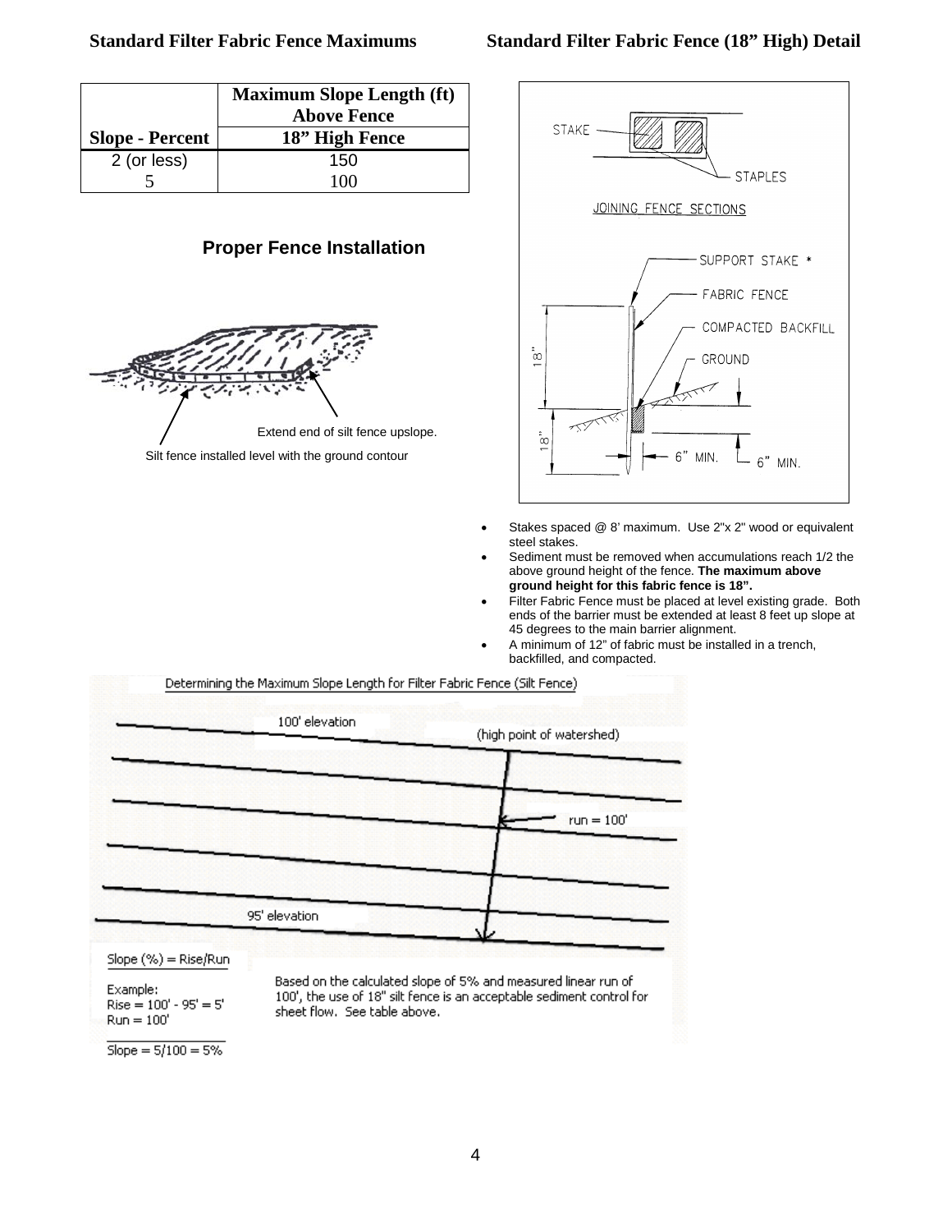## Standard Filter Fabric Fence Maximums

| | Maximum Slope Length (ft) Above Fence |
|---|---|
| Slope - Percent | 18" High Fence |
| 2 (or less) | 150 |
| 5 | 100 |

### Proper Fence Installation

Extend end of silt fence upslope.

Silt fence installed level with the ground contour

## Standard Filter Fabric Fence (18" High) Detail

STAKE

STAPLES

JOINING FENCE SECTIONS

SUPPORT STAKE *

FABRIC FENCE

COMPACTED BACKFILL

GROUND

18"

18"

6" MIN.

6" MIN.

- Stakes spaced @ 8' maximum. Use 2"x 2" wood or equivalent steel stakes.
- Sediment must be removed when accumulations reach 1/2 the above ground height of the fence. **The maximum above ground height for this fabric fence is 18".**
- Filter Fabric Fence must be placed at level existing grade. Both ends of the barrier must be extended at least 8 feet up slope at 45 degrees to the main barrier alignment.
- A minimum of 12" of fabric must be installed in a trench, backfilled, and compacted.

### Determining the Maximum Slope Length for Filter Fabric Fence (Silt Fence)

100' elevation

(high point of watershed)

run = 100'

95' elevation

Slope (%) = Rise/Run

Example:
Rise = 100' - 95' = 5'
Run = 100'

Slope = 5/100 = 5%

Based on the calculated slope of 5% and measured linear run of 100', the use of 18" silt fence is an acceptable sediment control for sheet flow. See table above.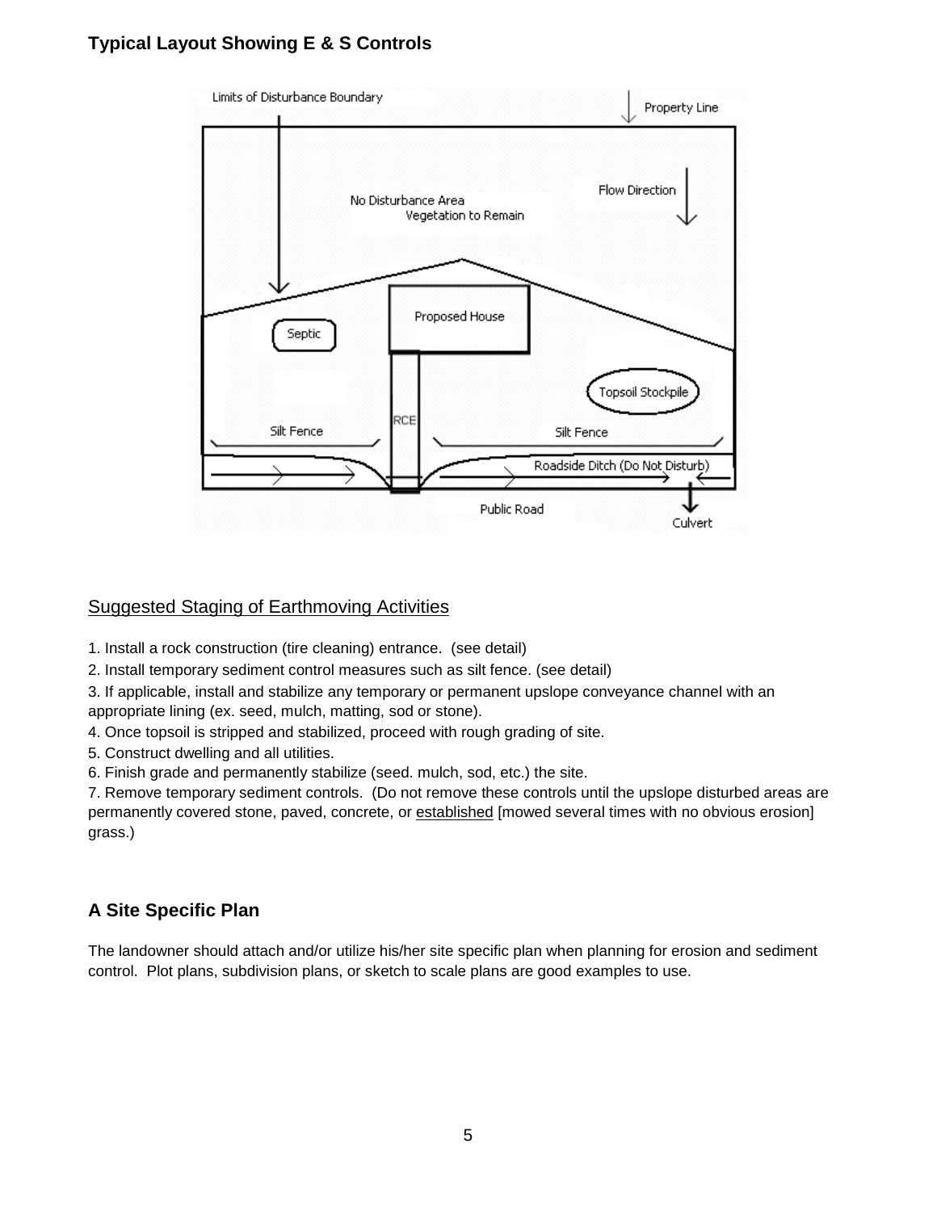**Typical Layout Showing E & S Controls**

Suggested Staging of Earthmoving Activities

1. Install a rock construction (tire cleaning) entrance. (see detail)
2. Install temporary sediment control measures such as silt fence. (see detail)
3. If applicable, install and stabilize any temporary or permanent upslope conveyance channel with an appropriate lining (ex. seed, mulch, matting, sod or stone).
4. Once topsoil is stripped and stabilized, proceed with rough grading of site.
5. Construct dwelling and all utilities.
6. Finish grade and permanently stabilize (seed. mulch, sod, etc.) the site.
7. Remove temporary sediment controls. (Do not remove these controls until the upslope disturbed areas are permanently covered stone, paved, concrete, or established [mowed several times with no obvious erosion] grass.)

## A Site Specific Plan

The landowner should attach and/or utilize his/her site specific plan when planning for erosion and sediment control. Plot plans, subdivision plans, or sketch to scale plans are good examples to use.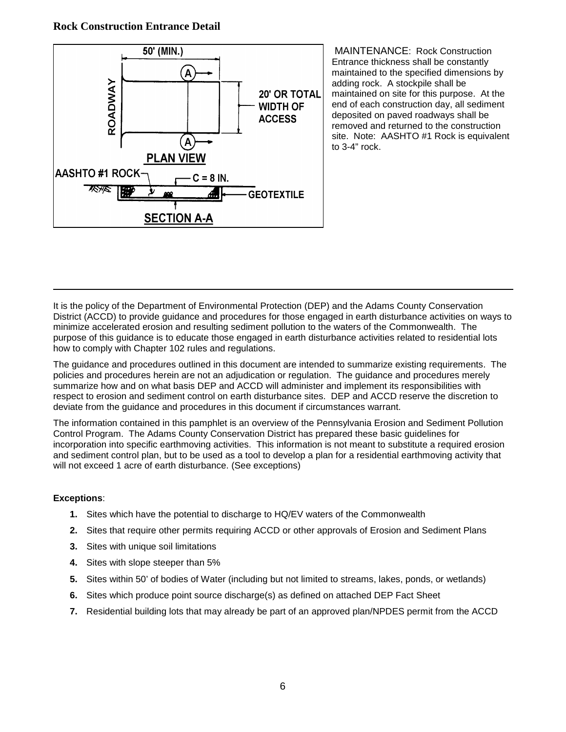**Rock Construction Entrance Detail**

50' (MIN.)

ROADWAY

A

A

20' OR TOTAL WIDTH OF ACCESS

PLAN VIEW

AASHTO #1 ROCK

C = 8 IN.

GEOTEXTILE

SECTION A-A

MAINTENANCE: Rock Construction Entrance thickness shall be constantly maintained to the specified dimensions by adding rock. A stockpile shall be maintained on site for this purpose. At the end of each construction day, all sediment deposited on paved roadways shall be removed and returned to the construction site. Note: AASHTO #1 Rock is equivalent to 3-4" rock.

---

It is the policy of the Department of Environmental Protection (DEP) and the Adams County Conservation District (ACCD) to provide guidance and procedures for those engaged in earth disturbance activities on ways to minimize accelerated erosion and resulting sediment pollution to the waters of the Commonwealth. The purpose of this guidance is to educate those engaged in earth disturbance activities related to residential lots how to comply with Chapter 102 rules and regulations.

The guidance and procedures outlined in this document are intended to summarize existing requirements. The policies and procedures herein are not an adjudication or regulation. The guidance and procedures merely summarize how and on what basis DEP and ACCD will administer and implement its responsibilities with respect to erosion and sediment control on earth disturbance sites. DEP and ACCD reserve the discretion to deviate from the guidance and procedures in this document if circumstances warrant.

The information contained in this pamphlet is an overview of the Pennsylvania Erosion and Sediment Pollution Control Program. The Adams County Conservation District has prepared these basic guidelines for incorporation into specific earthmoving activities. This information is not meant to substitute a required erosion and sediment control plan, but to be used as a tool to develop a plan for a residential earthmoving activity that will not exceed 1 acre of earth disturbance. (See exceptions)

**Exceptions**:

1. Sites which have the potential to discharge to HQ/EV waters of the Commonwealth
2. Sites that require other permits requiring ACCD or other approvals of Erosion and Sediment Plans
3. Sites with unique soil limitations
4. Sites with slope steeper than 5%
5. Sites within 50' of bodies of Water (including but not limited to streams, lakes, ponds, or wetlands)
6. Sites which produce point source discharge(s) as defined on attached DEP Fact Sheet
7. Residential building lots that may already be part of an approved plan/NPDES permit from the ACCD